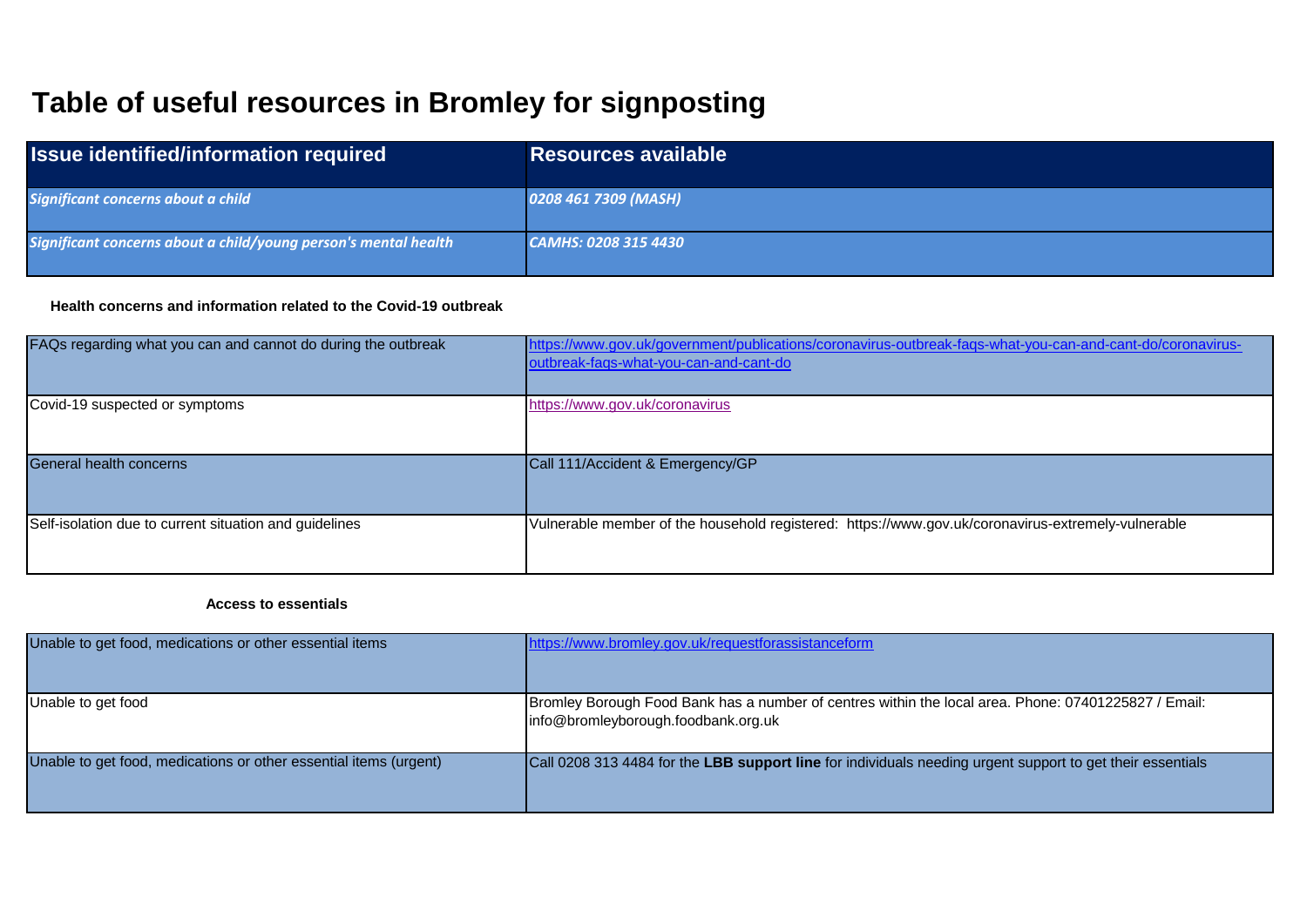# Table of useful resources in Bromley for signposting

| Issue identified/information required | Resources available |
| --- | --- |
| ***Significant concerns about a child*** | ***0208 461 7309 (MASH)*** |
| ***Significant concerns about a child/young person's mental health*** | ***CAMHS: 0208 315 4430*** |

**Health concerns and information related to the Covid-19 outbreak**

| | |
| --- | --- |
| FAQs regarding what you can and cannot do during the outbreak | https://www.gov.uk/government/publications/coronavirus-outbreak-faqs-what-you-can-and-cant-do/coronavirus-outbreak-faqs-what-you-can-and-cant-do |
| Covid-19 suspected or symptoms | https://www.gov.uk/coronavirus |
| General health concerns | Call 111/Accident & Emergency/GP |
| Self-isolation due to current situation and guidelines | Vulnerable member of the household registered: https://www.gov.uk/coronavirus-extremely-vulnerable |

**Access to essentials**

| | |
| --- | --- |
| Unable to get food, medications or other essential items | https://www.bromley.gov.uk/requestforassistanceform |
| Unable to get food | Bromley Borough Food Bank has a number of centres within the local area. Phone: 07401225827 / Email: info@bromleyborough.foodbank.org.uk |
| Unable to get food, medications or other essential items (urgent) | Call 0208 313 4484 for the **LBB support line** for individuals needing urgent support to get their essentials |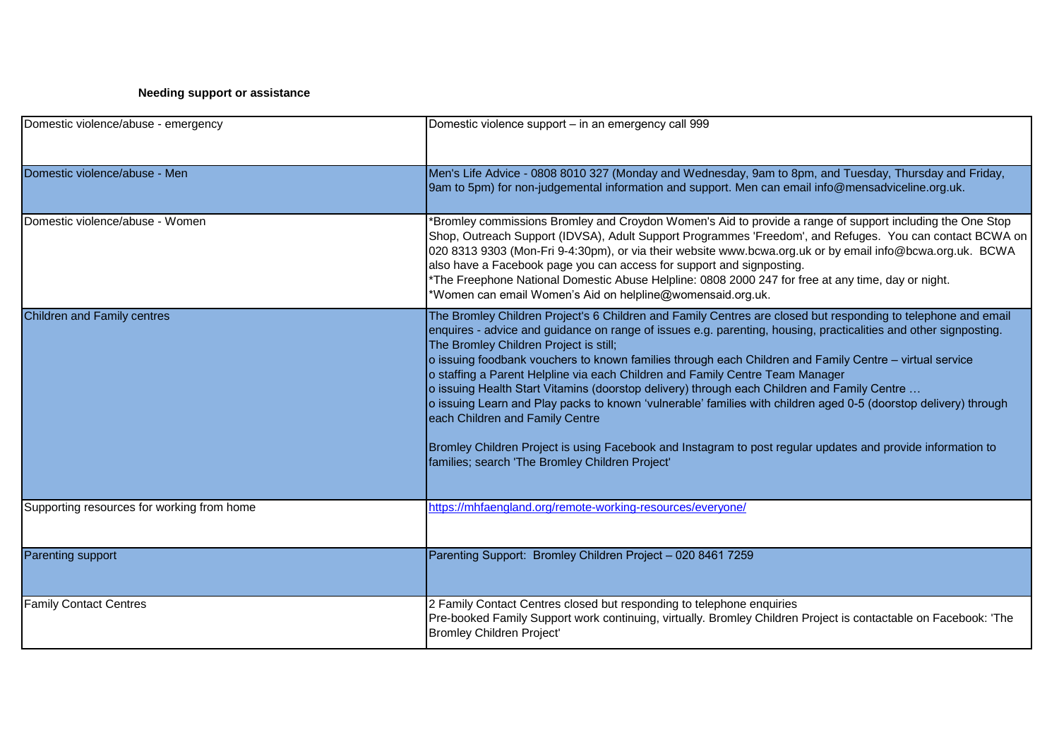**Needing support or assistance**

| | |
|---|---|
| Domestic violence/abuse - emergency | Domestic violence support – in an emergency call 999 |
| Domestic violence/abuse - Men | Men's Life Advice - 0808 8010 327 (Monday and Wednesday, 9am to 8pm, and Tuesday, Thursday and Friday, 9am to 5pm) for non-judgemental information and support. Men can email info@mensadviceline.org.uk. |
| Domestic violence/abuse - Women | *Bromley commissions Bromley and Croydon Women's Aid to provide a range of support including the One Stop Shop, Outreach Support (IDVSA), Adult Support Programmes 'Freedom', and Refuges. You can contact BCWA on 020 8313 9303 (Mon-Fri 9-4:30pm), or via their website www.bcwa.org.uk or by email info@bcwa.org.uk. BCWA also have a Facebook page you can access for support and signposting.<br>*The Freephone National Domestic Abuse Helpline: 0808 2000 247 for free at any time, day or night.<br>*Women can email Women's Aid on helpline@womensaid.org.uk. |
| Children and Family centres | The Bromley Children Project's 6 Children and Family Centres are closed but responding to telephone and email enquires - advice and guidance on range of issues e.g. parenting, housing, practicalities and other signposting. The Bromley Children Project is still;<br>o issuing foodbank vouchers to known families through each Children and Family Centre – virtual service<br>o staffing a Parent Helpline via each Children and Family Centre Team Manager<br>o issuing Health Start Vitamins (doorstop delivery) through each Children and Family Centre …<br>o issuing Learn and Play packs to known 'vulnerable' families with children aged 0-5 (doorstop delivery) through each Children and Family Centre<br><br>Bromley Children Project is using Facebook and Instagram to post regular updates and provide information to families; search 'The Bromley Children Project' |
| Supporting resources for working from home | https://mhfaengland.org/remote-working-resources/everyone/ |
| Parenting support | Parenting Support: Bromley Children Project – 020 8461 7259 |
| Family Contact Centres | 2 Family Contact Centres closed but responding to telephone enquiries<br>Pre-booked Family Support work continuing, virtually. Bromley Children Project is contactable on Facebook: 'The Bromley Children Project' |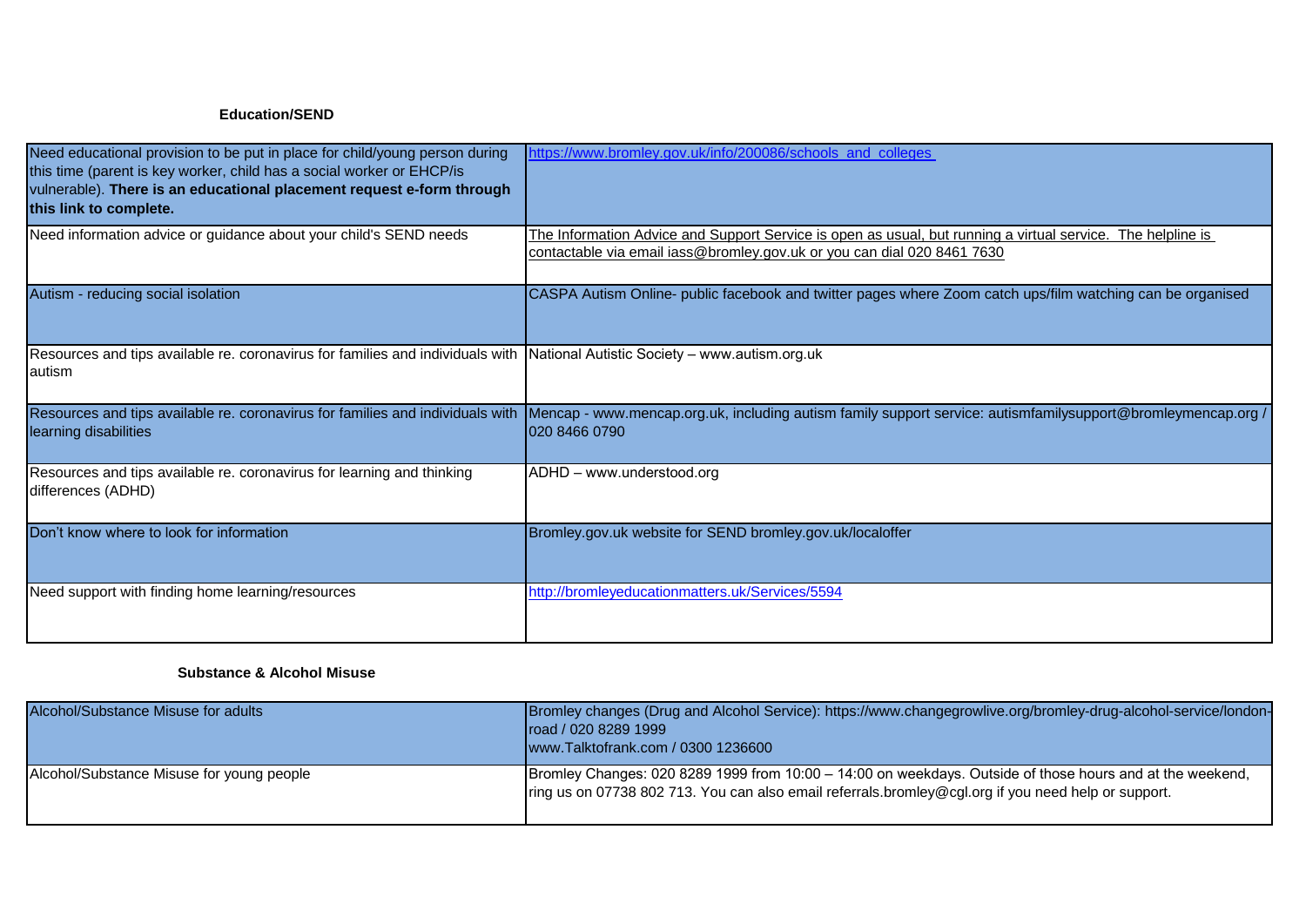**Education/SEND**

| | |
|---|---|
| Need educational provision to be put in place for child/young person during this time (parent is key worker, child has a social worker or EHCP/is vulnerable). **There is an educational placement request e-form through this link to complete.** | https://www.bromley.gov.uk/info/200086/schools_and_colleges |
| Need information advice or guidance about your child's SEND needs | The Information Advice and Support Service is open as usual, but running a virtual service. The helpline is contactable via email iass@bromley.gov.uk or you can dial 020 8461 7630 |
| Autism - reducing social isolation | CASPA Autism Online- public facebook and twitter pages where Zoom catch ups/film watching can be organised |
| Resources and tips available re. coronavirus for families and individuals with autism | National Autistic Society – www.autism.org.uk |
| Resources and tips available re. coronavirus for families and individuals with learning disabilities | Mencap - www.mencap.org.uk, including autism family support service: autismfamilysupport@bromleymencap.org / 020 8466 0790 |
| Resources and tips available re. coronavirus for learning and thinking differences (ADHD) | ADHD – www.understood.org |
| Don't know where to look for information | Bromley.gov.uk website for SEND bromley.gov.uk/localoffer |
| Need support with finding home learning/resources | http://bromleyeducationmatters.uk/Services/5594 |

**Substance & Alcohol Misuse**

| | |
|---|---|
| Alcohol/Substance Misuse for adults | Bromley changes (Drug and Alcohol Service): https://www.changegrowlive.org/bromley-drug-alcohol-service/london-road / 020 8289 1999<br>www.Talktofrank.com / 0300 1236600 |
| Alcohol/Substance Misuse for young people | Bromley Changes: 020 8289 1999 from 10:00 – 14:00 on weekdays. Outside of those hours and at the weekend, ring us on 07738 802 713. You can also email referrals.bromley@cgl.org if you need help or support. |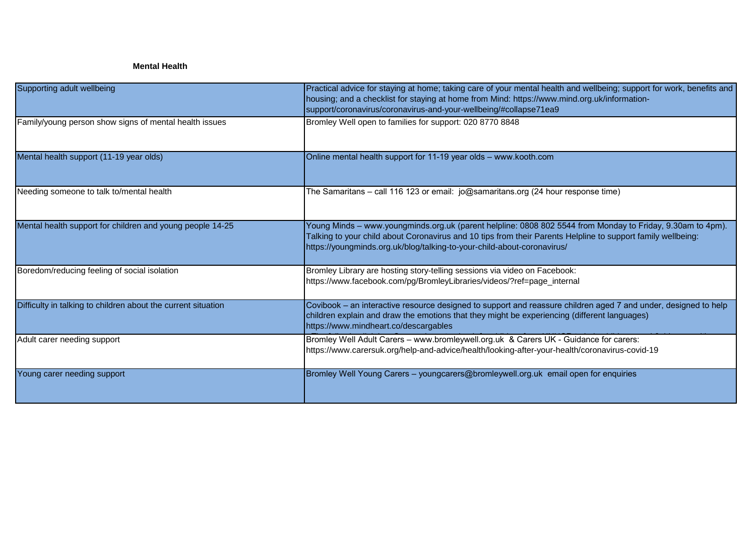**Mental Health**

| | |
|---|---|
| Supporting adult wellbeing | Practical advice for staying at home; taking care of your mental health and wellbeing; support for work, benefits and housing; and a checklist for staying at home from Mind: https://www.mind.org.uk/information-support/coronavirus/coronavirus-and-your-wellbeing/#collapse71ea9 |
| Family/young person show signs of mental health issues | Bromley Well open to families for support: 020 8770 8848 |
| Mental health support (11-19 year olds) | Online mental health support for 11-19 year olds – www.kooth.com |
| Needing someone to talk to/mental health | The Samaritans – call 116 123 or email: jo@samaritans.org (24 hour response time) |
| Mental health support for children and young people 14-25 | Young Minds – www.youngminds.org.uk (parent helpline: 0808 802 5544 from Monday to Friday, 9.30am to 4pm). Talking to your child about Coronavirus and 10 tips from their Parents Helpline to support family wellbeing: https://youngminds.org.uk/blog/talking-to-your-child-about-coronavirus/ |
| Boredom/reducing feeling of social isolation | Bromley Library are hosting story-telling sessions via video on Facebook: https://www.facebook.com/pg/BromleyLibraries/videos/?ref=page_internal |
| Difficulty in talking to children about the current situation | Covibook – an interactive resource designed to support and reassure children aged 7 and under, designed to help children explain and draw the emotions that they might be experiencing (different languages) https://www.mindheart.co/descargables |
| Adult carer needing support | Bromley Well Adult Carers – www.bromleywell.org.uk & Carers UK - Guidance for carers: https://www.carersuk.org/help-and-advice/health/looking-after-your-health/coronavirus-covid-19 |
| Young carer needing support | Bromley Well Young Carers – youngcarers@bromleywell.org.uk email open for enquiries |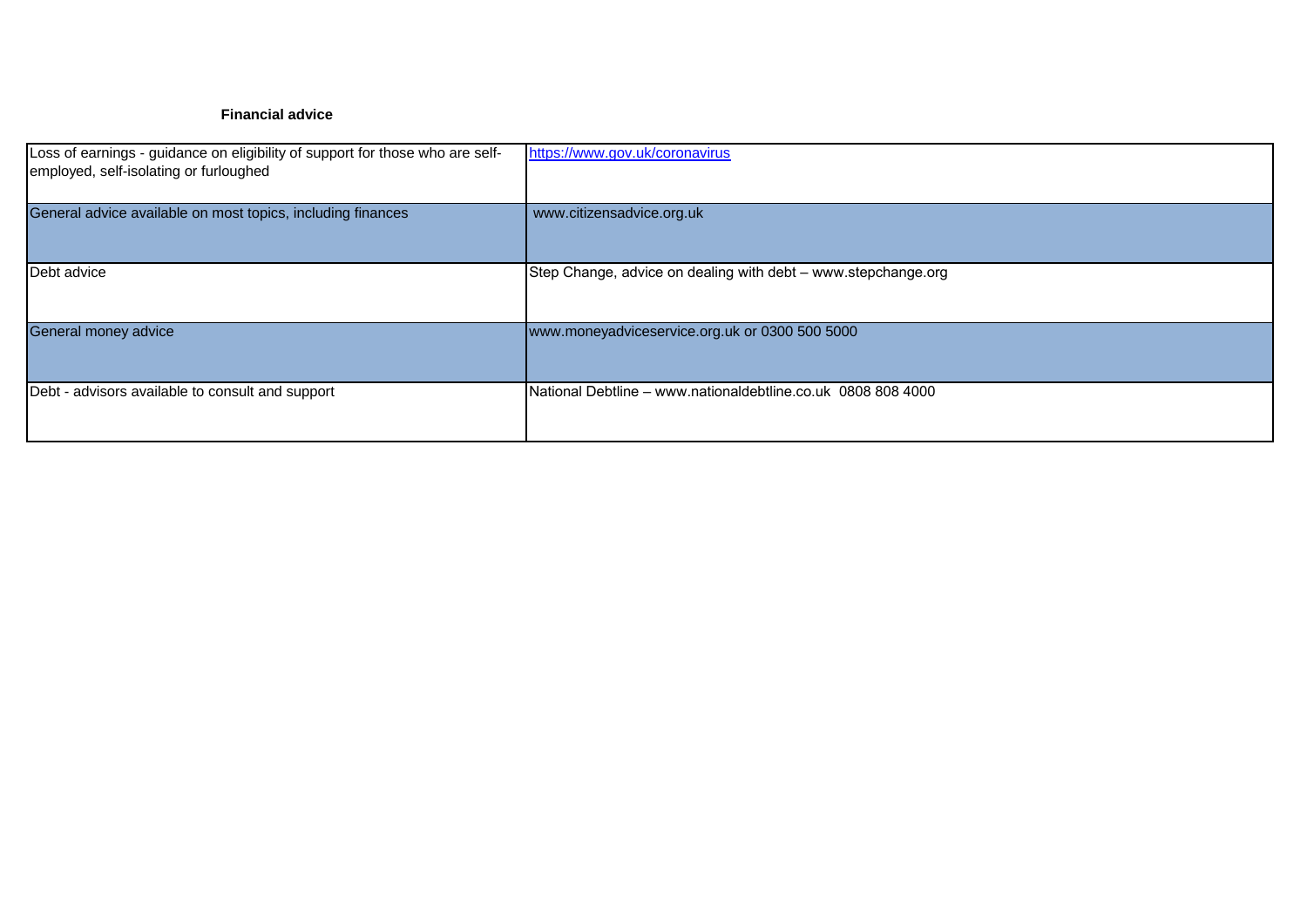**Financial advice**

| | |
|---|---|
| Loss of earnings - guidance on eligibility of support for those who are self-employed, self-isolating or furloughed | https://www.gov.uk/coronavirus |
| General advice available on most topics, including finances | www.citizensadvice.org.uk |
| Debt advice | Step Change, advice on dealing with debt – www.stepchange.org |
| General money advice | www.moneyadviceservice.org.uk or 0300 500 5000 |
| Debt - advisors available to consult and support | National Debtline – www.nationaldebtline.co.uk 0808 808 4000 |